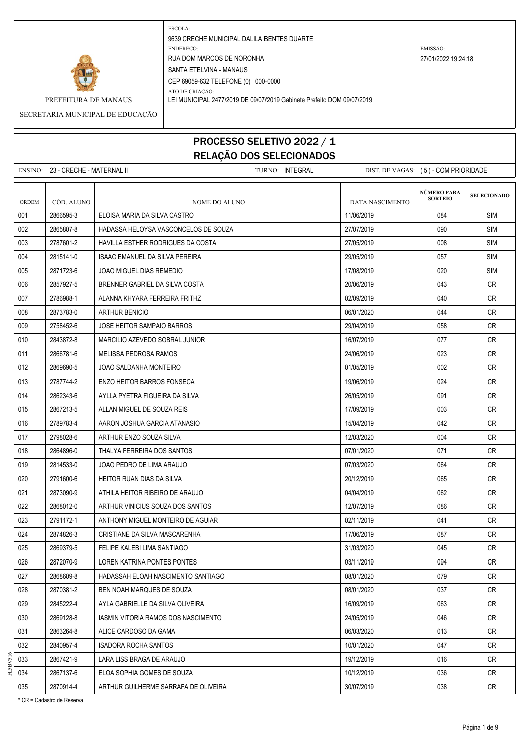PREFEITURA DE MANAUS

SECRETARIA MUNICIPAL DE EDUCAÇÃO

ESCOLA:
9639 CRECHE MUNICIPAL DALILA BENTES DUARTE

ENDEREÇO:
RUA DOM MARCOS DE NORONHA
SANTA ETELVINA - MANAUS
CEP 69059-632 TELEFONE (0) 000-0000

ATO DE CRIAÇÃO:
LEI MUNICIPAL 2477/2019 DE 09/07/2019 Gabinete Prefeito DOM 09/07/2019

EMISSÃO:
27/01/2022 19:24:18

# PROCESSO SELETIVO 2022 / 1
## RELAÇÃO DOS SELECIONADOS

ENSINO: 23 - CRECHE - MATERNAL II TURNO: INTEGRAL DIST. DE VAGAS: ( 5 ) - COM PRIORIDADE

| ORDEM | CÓD. ALUNO | NOME DO ALUNO | DATA NASCIMENTO | NÚMERO PARA SORTEIO | SELECIONADO |
|---|---|---|---|---|---|
| 001 | 2866595-3 | ELOISA MARIA DA SILVA CASTRO | 11/06/2019 | 084 | SIM |
| 002 | 2865807-8 | HADASSA HELOYSA VASCONCELOS DE SOUZA | 27/07/2019 | 090 | SIM |
| 003 | 2787601-2 | HAVILLA ESTHER RODRIGUES DA COSTA | 27/05/2019 | 008 | SIM |
| 004 | 2815141-0 | ISAAC EMANUEL DA SILVA PEREIRA | 29/05/2019 | 057 | SIM |
| 005 | 2871723-6 | JOAO MIGUEL DIAS REMEDIO | 17/08/2019 | 020 | SIM |
| 006 | 2857927-5 | BRENNER GABRIEL DA SILVA COSTA | 20/06/2019 | 043 | CR |
| 007 | 2786988-1 | ALANNA KHYARA FERREIRA FRITHZ | 02/09/2019 | 040 | CR |
| 008 | 2873783-0 | ARTHUR BENICIO | 06/01/2020 | 044 | CR |
| 009 | 2758452-6 | JOSE HEITOR SAMPAIO BARROS | 29/04/2019 | 058 | CR |
| 010 | 2843872-8 | MARCILIO AZEVEDO SOBRAL JUNIOR | 16/07/2019 | 077 | CR |
| 011 | 2866781-6 | MELISSA PEDROSA RAMOS | 24/06/2019 | 023 | CR |
| 012 | 2869690-5 | JOAO SALDANHA MONTEIRO | 01/05/2019 | 002 | CR |
| 013 | 2787744-2 | ENZO HEITOR BARROS FONSECA | 19/06/2019 | 024 | CR |
| 014 | 2862343-6 | AYLLA PYETRA FIGUEIRA DA SILVA | 26/05/2019 | 091 | CR |
| 015 | 2867213-5 | ALLAN MIGUEL DE SOUZA REIS | 17/09/2019 | 003 | CR |
| 016 | 2789783-4 | AARON JOSHUA GARCIA ATANASIO | 15/04/2019 | 042 | CR |
| 017 | 2798028-6 | ARTHUR ENZO SOUZA SILVA | 12/03/2020 | 004 | CR |
| 018 | 2864896-0 | THALYA FERREIRA DOS SANTOS | 07/01/2020 | 071 | CR |
| 019 | 2814533-0 | JOAO PEDRO DE LIMA ARAUJO | 07/03/2020 | 064 | CR |
| 020 | 2791600-6 | HEITOR RUAN DIAS DA SILVA | 20/12/2019 | 065 | CR |
| 021 | 2873090-9 | ATHILA HEITOR RIBEIRO DE ARAUJO | 04/04/2019 | 062 | CR |
| 022 | 2868012-0 | ARTHUR VINICIUS SOUZA DOS SANTOS | 12/07/2019 | 086 | CR |
| 023 | 2791172-1 | ANTHONY MIGUEL MONTEIRO DE AGUIAR | 02/11/2019 | 041 | CR |
| 024 | 2874826-3 | CRISTIANE DA SILVA MASCARENHA | 17/06/2019 | 087 | CR |
| 025 | 2869379-5 | FELIPE KALEBI LIMA SANTIAGO | 31/03/2020 | 045 | CR |
| 026 | 2872070-9 | LOREN KATRINA PONTES PONTES | 03/11/2019 | 094 | CR |
| 027 | 2868609-8 | HADASSAH ELOAH NASCIMENTO SANTIAGO | 08/01/2020 | 079 | CR |
| 028 | 2870381-2 | BEN NOAH MARQUES DE SOUZA | 08/01/2020 | 037 | CR |
| 029 | 2845222-4 | AYLA GABRIELLE DA SILVA OLIVEIRA | 16/09/2019 | 063 | CR |
| 030 | 2869128-8 | IASMIN VITORIA RAMOS DOS NASCIMENTO | 24/05/2019 | 046 | CR |
| 031 | 2863264-8 | ALICE CARDOSO DA GAMA | 06/03/2020 | 013 | CR |
| 032 | 2840957-4 | ISADORA ROCHA SANTOS | 10/01/2020 | 047 | CR |
| 033 | 2867421-9 | LARA LISS BRAGA DE ARAUJO | 19/12/2019 | 016 | CR |
| 034 | 2867137-6 | ELOA SOPHIA GOMES DE SOUZA | 10/12/2019 | 036 | CR |
| 035 | 2870914-4 | ARTHUR GUILHERME SARRAFA DE OLIVEIRA | 30/07/2019 | 038 | CR |

* CR = Cadastro de Reserva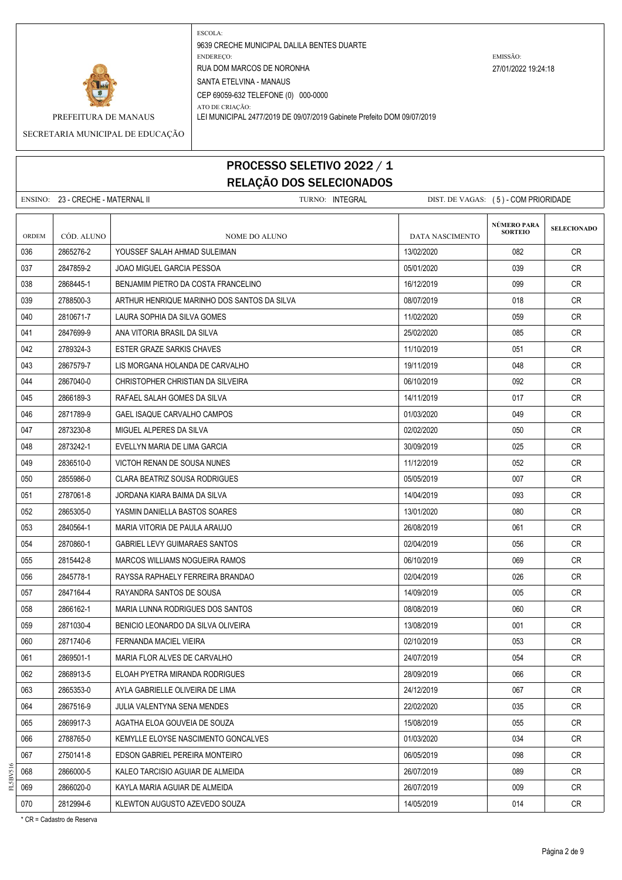PREFEITURA DE MANAUS

SECRETARIA MUNICIPAL DE EDUCAÇÃO

ESCOLA:
9639 CRECHE MUNICIPAL DALILA BENTES DUARTE
ENDEREÇO:
RUA DOM MARCOS DE NORONHA
SANTA ETELVINA - MANAUS
CEP 69059-632 TELEFONE (0) 000-0000
ATO DE CRIAÇÃO:
LEI MUNICIPAL 2477/2019 DE 09/07/2019 Gabinete Prefeito DOM 09/07/2019

EMISSÃO:
27/01/2022 19:24:18

# PROCESSO SELETIVO 2022 / 1
## RELAÇÃO DOS SELECIONADOS

ENSINO: 23 - CRECHE - MATERNAL II    TURNO: INTEGRAL    DIST. DE VAGAS: ( 5 ) - COM PRIORIDADE

| ORDEM | CÓD. ALUNO | NOME DO ALUNO | DATA NASCIMENTO | NÚMERO PARA SORTEIO | SELECIONADO |
|---|---|---|---|---|---|
| 036 | 2865276-2 | YOUSSEF SALAH AHMAD SULEIMAN | 13/02/2020 | 082 | CR |
| 037 | 2847859-2 | JOAO MIGUEL GARCIA PESSOA | 05/01/2020 | 039 | CR |
| 038 | 2868445-1 | BENJAMIM PIETRO DA COSTA FRANCELINO | 16/12/2019 | 099 | CR |
| 039 | 2788500-3 | ARTHUR HENRIQUE MARINHO DOS SANTOS DA SILVA | 08/07/2019 | 018 | CR |
| 040 | 2810671-7 | LAURA SOPHIA DA SILVA GOMES | 11/02/2020 | 059 | CR |
| 041 | 2847699-9 | ANA VITORIA BRASIL DA SILVA | 25/02/2020 | 085 | CR |
| 042 | 2789324-3 | ESTER GRAZE SARKIS CHAVES | 11/10/2019 | 051 | CR |
| 043 | 2867579-7 | LIS MORGANA HOLANDA DE CARVALHO | 19/11/2019 | 048 | CR |
| 044 | 2867040-0 | CHRISTOPHER CHRISTIAN DA SILVEIRA | 06/10/2019 | 092 | CR |
| 045 | 2866189-3 | RAFAEL SALAH GOMES DA SILVA | 14/11/2019 | 017 | CR |
| 046 | 2871789-9 | GAEL ISAQUE CARVALHO CAMPOS | 01/03/2020 | 049 | CR |
| 047 | 2873230-8 | MIGUEL ALPERES DA SILVA | 02/02/2020 | 050 | CR |
| 048 | 2873242-1 | EVELLYN MARIA DE LIMA GARCIA | 30/09/2019 | 025 | CR |
| 049 | 2836510-0 | VICTOH RENAN DE SOUSA NUNES | 11/12/2019 | 052 | CR |
| 050 | 2855986-0 | CLARA BEATRIZ SOUSA RODRIGUES | 05/05/2019 | 007 | CR |
| 051 | 2787061-8 | JORDANA KIARA BAIMA DA SILVA | 14/04/2019 | 093 | CR |
| 052 | 2865305-0 | YASMIN DANIELLA BASTOS SOARES | 13/01/2020 | 080 | CR |
| 053 | 2840564-1 | MARIA VITORIA DE PAULA ARAUJO | 26/08/2019 | 061 | CR |
| 054 | 2870860-1 | GABRIEL LEVY GUIMARAES SANTOS | 02/04/2019 | 056 | CR |
| 055 | 2815442-8 | MARCOS WILLIAMS NOGUEIRA RAMOS | 06/10/2019 | 069 | CR |
| 056 | 2845778-1 | RAYSSA RAPHAELY FERREIRA BRANDAO | 02/04/2019 | 026 | CR |
| 057 | 2847164-4 | RAYANDRA SANTOS DE SOUSA | 14/09/2019 | 005 | CR |
| 058 | 2866162-1 | MARIA LUNNA RODRIGUES DOS SANTOS | 08/08/2019 | 060 | CR |
| 059 | 2871030-4 | BENICIO LEONARDO DA SILVA OLIVEIRA | 13/08/2019 | 001 | CR |
| 060 | 2871740-6 | FERNANDA MACIEL VIEIRA | 02/10/2019 | 053 | CR |
| 061 | 2869501-1 | MARIA FLOR ALVES DE CARVALHO | 24/07/2019 | 054 | CR |
| 062 | 2868913-5 | ELOAH PYETRA MIRANDA RODRIGUES | 28/09/2019 | 066 | CR |
| 063 | 2865353-0 | AYLA GABRIELLE OLIVEIRA DE LIMA | 24/12/2019 | 067 | CR |
| 064 | 2867516-9 | JULIA VALENTYNA SENA MENDES | 22/02/2020 | 035 | CR |
| 065 | 2869917-3 | AGATHA ELOA GOUVEIA DE SOUZA | 15/08/2019 | 055 | CR |
| 066 | 2788765-0 | KEMYLLE ELOYSE NASCIMENTO GONCALVES | 01/03/2020 | 034 | CR |
| 067 | 2750141-8 | EDSON GABRIEL PEREIRA MONTEIRO | 06/05/2019 | 098 | CR |
| 068 | 2866000-5 | KALEO TARCISIO AGUIAR DE ALMEIDA | 26/07/2019 | 089 | CR |
| 069 | 2866020-0 | KAYLA MARIA AGUIAR DE ALMEIDA | 26/07/2019 | 009 | CR |
| 070 | 2812994-6 | KLEWTON AUGUSTO AZEVEDO SOUZA | 14/05/2019 | 014 | CR |

* CR = Cadastro de Reserva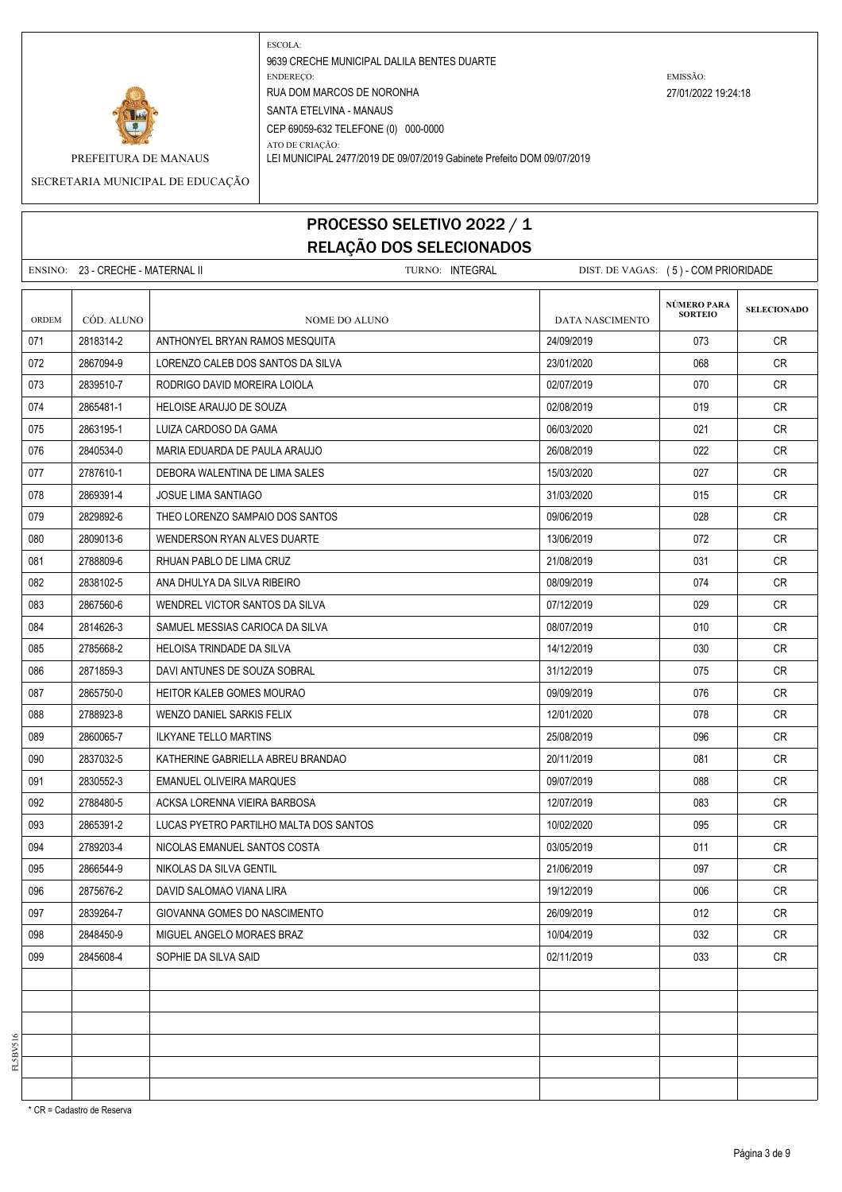ESCOLA:
9639 CRECHE MUNICIPAL DALILA BENTES DUARTE
ENDEREÇO:
RUA DOM MARCOS DE NORONHA
SANTA ETELVINA - MANAUS
CEP 69059-632 TELEFONE (0) 000-0000
ATO DE CRIAÇÃO:
LEI MUNICIPAL 2477/2019 DE 09/07/2019 Gabinete Prefeito DOM 09/07/2019

EMISSÃO:
27/01/2022 19:24:18

PREFEITURA DE MANAUS

SECRETARIA MUNICIPAL DE EDUCAÇÃO

# PROCESSO SELETIVO 2022 / 1
# RELAÇÃO DOS SELECIONADOS

ENSINO: 23 - CRECHE - MATERNAL II    TURNO: INTEGRAL    DIST. DE VAGAS: ( 5 ) - COM PRIORIDADE

| ORDEM | CÓD. ALUNO | NOME DO ALUNO | DATA NASCIMENTO | NÚMERO PARA SORTEIO | SELECIONADO |
|---|---|---|---|---|---|
| 071 | 2818314-2 | ANTHONYEL BRYAN RAMOS MESQUITA | 24/09/2019 | 073 | CR |
| 072 | 2867094-9 | LORENZO CALEB DOS SANTOS DA SILVA | 23/01/2020 | 068 | CR |
| 073 | 2839510-7 | RODRIGO DAVID MOREIRA LOIOLA | 02/07/2019 | 070 | CR |
| 074 | 2865481-1 | HELOISE ARAUJO DE SOUZA | 02/08/2019 | 019 | CR |
| 075 | 2863195-1 | LUIZA CARDOSO DA GAMA | 06/03/2020 | 021 | CR |
| 076 | 2840534-0 | MARIA EDUARDA DE PAULA ARAUJO | 26/08/2019 | 022 | CR |
| 077 | 2787610-1 | DEBORA WALENTINA DE LIMA SALES | 15/03/2020 | 027 | CR |
| 078 | 2869391-4 | JOSUE LIMA SANTIAGO | 31/03/2020 | 015 | CR |
| 079 | 2829892-6 | THEO LORENZO SAMPAIO DOS SANTOS | 09/06/2019 | 028 | CR |
| 080 | 2809013-6 | WENDERSON RYAN ALVES DUARTE | 13/06/2019 | 072 | CR |
| 081 | 2788809-6 | RHUAN PABLO DE LIMA CRUZ | 21/08/2019 | 031 | CR |
| 082 | 2838102-5 | ANA DHULYA DA SILVA RIBEIRO | 08/09/2019 | 074 | CR |
| 083 | 2867560-6 | WENDREL VICTOR SANTOS DA SILVA | 07/12/2019 | 029 | CR |
| 084 | 2814626-3 | SAMUEL MESSIAS CARIOCA DA SILVA | 08/07/2019 | 010 | CR |
| 085 | 2785668-2 | HELOISA TRINDADE DA SILVA | 14/12/2019 | 030 | CR |
| 086 | 2871859-3 | DAVI ANTUNES DE SOUZA SOBRAL | 31/12/2019 | 075 | CR |
| 087 | 2865750-0 | HEITOR KALEB GOMES MOURAO | 09/09/2019 | 076 | CR |
| 088 | 2788923-8 | WENZO DANIEL SARKIS FELIX | 12/01/2020 | 078 | CR |
| 089 | 2860065-7 | ILKYANE TELLO MARTINS | 25/08/2019 | 096 | CR |
| 090 | 2837032-5 | KATHERINE GABRIELLA ABREU BRANDAO | 20/11/2019 | 081 | CR |
| 091 | 2830552-3 | EMANUEL OLIVEIRA MARQUES | 09/07/2019 | 088 | CR |
| 092 | 2788480-5 | ACKSA LORENNA VIEIRA BARBOSA | 12/07/2019 | 083 | CR |
| 093 | 2865391-2 | LUCAS PYETRO PARTILHO MALTA DOS SANTOS | 10/02/2020 | 095 | CR |
| 094 | 2789203-4 | NICOLAS EMANUEL SANTOS COSTA | 03/05/2019 | 011 | CR |
| 095 | 2866544-9 | NIKOLAS DA SILVA GENTIL | 21/06/2019 | 097 | CR |
| 096 | 2875676-2 | DAVID SALOMAO VIANA LIRA | 19/12/2019 | 006 | CR |
| 097 | 2839264-7 | GIOVANNA GOMES DO NASCIMENTO | 26/09/2019 | 012 | CR |
| 098 | 2848450-9 | MIGUEL ANGELO MORAES BRAZ | 10/04/2019 | 032 | CR |
| 099 | 2845608-4 | SOPHIE DA SILVA SAID | 02/11/2019 | 033 | CR |

* CR = Cadastro de Reserva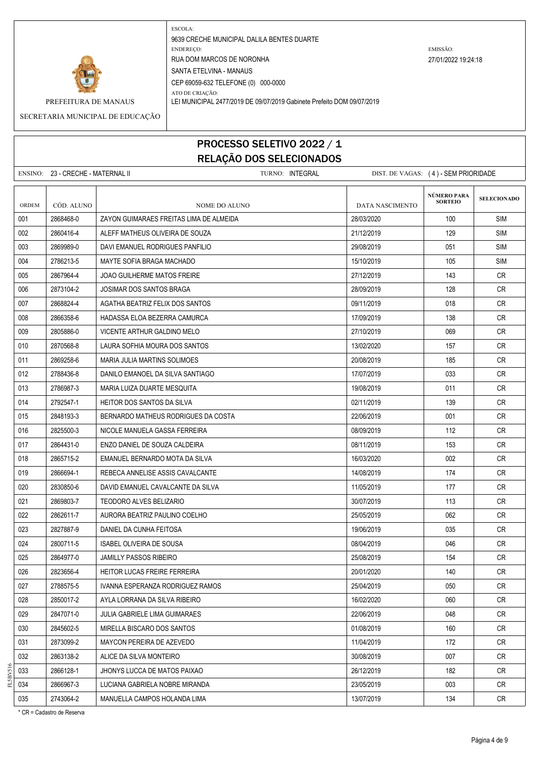PREFEITURA DE MANAUS

SECRETARIA MUNICIPAL DE EDUCAÇÃO

ESCOLA:
9639 CRECHE MUNICIPAL DALILA BENTES DUARTE
ENDEREÇO:
RUA DOM MARCOS DE NORONHA
SANTA ETELVINA - MANAUS
CEP 69059-632 TELEFONE (0) 000-0000
ATO DE CRIAÇÃO:
LEI MUNICIPAL 2477/2019 DE 09/07/2019 Gabinete Prefeito DOM 09/07/2019

EMISSÃO:
27/01/2022 19:24:18

# PROCESSO SELETIVO 2022 / 1
## RELAÇÃO DOS SELECIONADOS

ENSINO: 23 - CRECHE - MATERNAL II TURNO: INTEGRAL DIST. DE VAGAS: ( 4 ) - SEM PRIORIDADE

| ORDEM | CÓD. ALUNO | NOME DO ALUNO | DATA NASCIMENTO | NÚMERO PARA SORTEIO | SELECIONADO |
|---|---|---|---|---|---|
| 001 | 2868468-0 | ZAYON GUIMARAES FREITAS LIMA DE ALMEIDA | 28/03/2020 | 100 | SIM |
| 002 | 2860416-4 | ALEFF MATHEUS OLIVEIRA DE SOUZA | 21/12/2019 | 129 | SIM |
| 003 | 2869989-0 | DAVI EMANUEL RODRIGUES PANFILIO | 29/08/2019 | 051 | SIM |
| 004 | 2786213-5 | MAYTE SOFIA BRAGA MACHADO | 15/10/2019 | 105 | SIM |
| 005 | 2867964-4 | JOAO GUILHERME MATOS FREIRE | 27/12/2019 | 143 | CR |
| 006 | 2873104-2 | JOSIMAR DOS SANTOS BRAGA | 28/09/2019 | 128 | CR |
| 007 | 2868824-4 | AGATHA BEATRIZ FELIX DOS SANTOS | 09/11/2019 | 018 | CR |
| 008 | 2866358-6 | HADASSA ELOA BEZERRA CAMURCA | 17/09/2019 | 138 | CR |
| 009 | 2805886-0 | VICENTE ARTHUR GALDINO MELO | 27/10/2019 | 069 | CR |
| 010 | 2870568-8 | LAURA SOFHIA MOURA DOS SANTOS | 13/02/2020 | 157 | CR |
| 011 | 2869258-6 | MARIA JULIA MARTINS SOLIMOES | 20/08/2019 | 185 | CR |
| 012 | 2788436-8 | DANILO EMANOEL DA SILVA SANTIAGO | 17/07/2019 | 033 | CR |
| 013 | 2786987-3 | MARIA LUIZA DUARTE MESQUITA | 19/08/2019 | 011 | CR |
| 014 | 2792547-1 | HEITOR DOS SANTOS DA SILVA | 02/11/2019 | 139 | CR |
| 015 | 2848193-3 | BERNARDO MATHEUS RODRIGUES DA COSTA | 22/06/2019 | 001 | CR |
| 016 | 2825500-3 | NICOLE MANUELA GASSA FERREIRA | 08/09/2019 | 112 | CR |
| 017 | 2864431-0 | ENZO DANIEL DE SOUZA CALDEIRA | 08/11/2019 | 153 | CR |
| 018 | 2865715-2 | EMANUEL BERNARDO MOTA DA SILVA | 16/03/2020 | 002 | CR |
| 019 | 2866694-1 | REBECA ANNELISE ASSIS CAVALCANTE | 14/08/2019 | 174 | CR |
| 020 | 2830850-6 | DAVID EMANUEL CAVALCANTE DA SILVA | 11/05/2019 | 177 | CR |
| 021 | 2869803-7 | TEODORO ALVES BELIZARIO | 30/07/2019 | 113 | CR |
| 022 | 2862611-7 | AURORA BEATRIZ PAULINO COELHO | 25/05/2019 | 062 | CR |
| 023 | 2827887-9 | DANIEL DA CUNHA FEITOSA | 19/06/2019 | 035 | CR |
| 024 | 2800711-5 | ISABEL OLIVEIRA DE SOUSA | 08/04/2019 | 046 | CR |
| 025 | 2864977-0 | JAMILLY PASSOS RIBEIRO | 25/08/2019 | 154 | CR |
| 026 | 2823656-4 | HEITOR LUCAS FREIRE FERREIRA | 20/01/2020 | 140 | CR |
| 027 | 2788575-5 | IVANNA ESPERANZA RODRIGUEZ RAMOS | 25/04/2019 | 050 | CR |
| 028 | 2850017-2 | AYLA LORRANA DA SILVA RIBEIRO | 16/02/2020 | 060 | CR |
| 029 | 2847071-0 | JULIA GABRIELE LIMA GUIMARAES | 22/06/2019 | 048 | CR |
| 030 | 2845602-5 | MIRELLA BISCARO DOS SANTOS | 01/08/2019 | 160 | CR |
| 031 | 2873099-2 | MAYCON PEREIRA DE AZEVEDO | 11/04/2019 | 172 | CR |
| 032 | 2863138-2 | ALICE DA SILVA MONTEIRO | 30/08/2019 | 007 | CR |
| 033 | 2866128-1 | JHONYS LUCCA DE MATOS PAIXAO | 26/12/2019 | 182 | CR |
| 034 | 2866967-3 | LUCIANA GABRIELA NOBRE MIRANDA | 23/05/2019 | 003 | CR |
| 035 | 2743064-2 | MANUELLA CAMPOS HOLANDA LIMA | 13/07/2019 | 134 | CR |

* CR = Cadastro de Reserva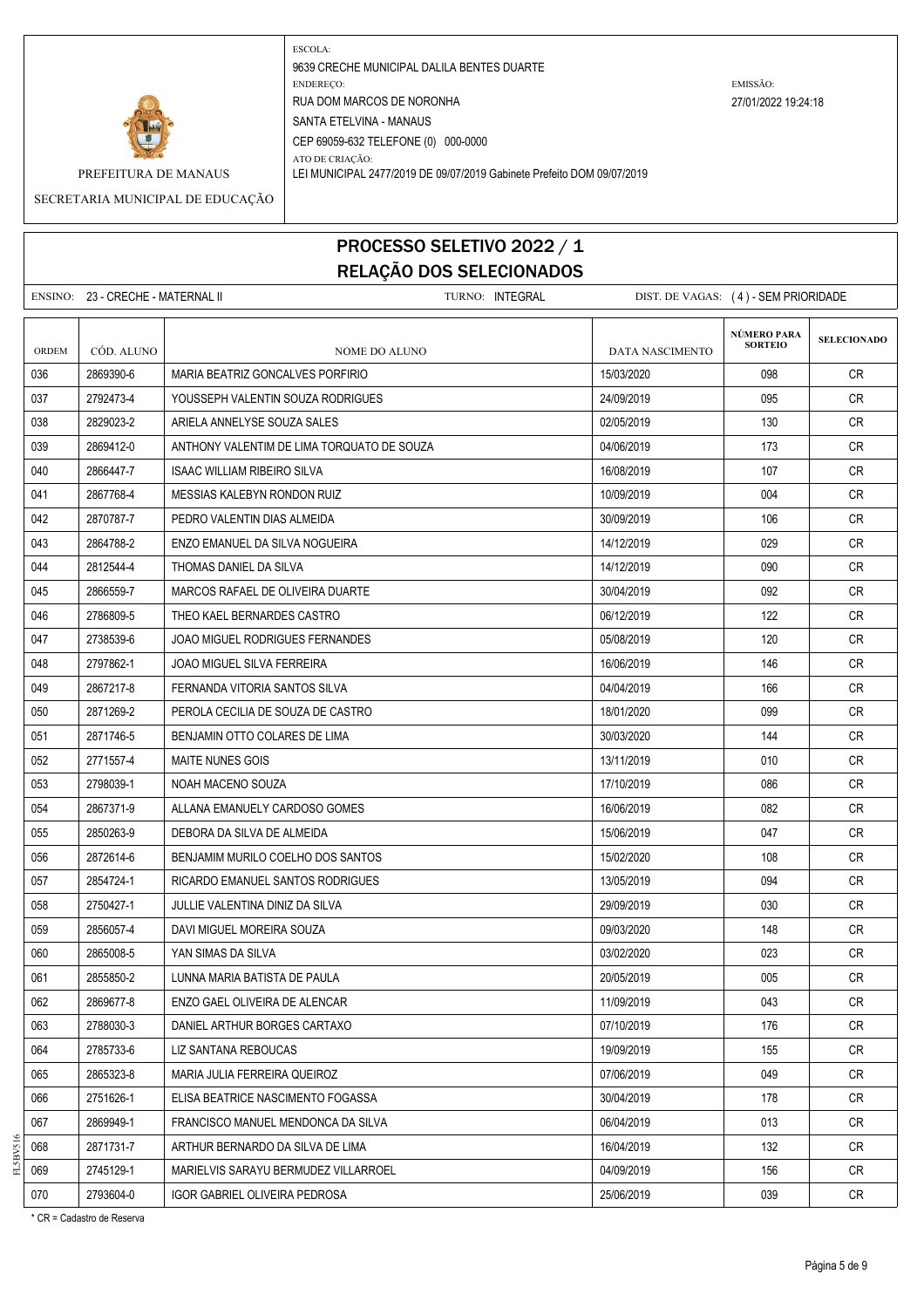PREFEITURA DE MANAUS

SECRETARIA MUNICIPAL DE EDUCAÇÃO

ESCOLA:
9639 CRECHE MUNICIPAL DALILA BENTES DUARTE

ENDEREÇO:
RUA DOM MARCOS DE NORONHA
SANTA ETELVINA - MANAUS
CEP 69059-632 TELEFONE (0) 000-0000

ATO DE CRIAÇÃO:
LEI MUNICIPAL 2477/2019 DE 09/07/2019 Gabinete Prefeito DOM 09/07/2019

EMISSÃO:
27/01/2022 19:24:18

# PROCESSO SELETIVO 2022 / 1
## RELAÇÃO DOS SELECIONADOS

ENSINO: 23 - CRECHE - MATERNAL II    TURNO: INTEGRAL    DIST. DE VAGAS: ( 4 ) - SEM PRIORIDADE

| ORDEM | CÓD. ALUNO | NOME DO ALUNO | DATA NASCIMENTO | NÚMERO PARA SORTEIO | SELECIONADO |
|---|---|---|---|---|---|
| 036 | 2869390-6 | MARIA BEATRIZ GONCALVES PORFIRIO | 15/03/2020 | 098 | CR |
| 037 | 2792473-4 | YOUSSEPH VALENTIN SOUZA RODRIGUES | 24/09/2019 | 095 | CR |
| 038 | 2829023-2 | ARIELA ANNELYSE SOUZA SALES | 02/05/2019 | 130 | CR |
| 039 | 2869412-0 | ANTHONY VALENTIM DE LIMA TORQUATO DE SOUZA | 04/06/2019 | 173 | CR |
| 040 | 2866447-7 | ISAAC WILLIAM RIBEIRO SILVA | 16/08/2019 | 107 | CR |
| 041 | 2867768-4 | MESSIAS KALEBYN RONDON RUIZ | 10/09/2019 | 004 | CR |
| 042 | 2870787-7 | PEDRO VALENTIN DIAS ALMEIDA | 30/09/2019 | 106 | CR |
| 043 | 2864788-2 | ENZO EMANUEL DA SILVA NOGUEIRA | 14/12/2019 | 029 | CR |
| 044 | 2812544-4 | THOMAS DANIEL DA SILVA | 14/12/2019 | 090 | CR |
| 045 | 2866559-7 | MARCOS RAFAEL DE OLIVEIRA DUARTE | 30/04/2019 | 092 | CR |
| 046 | 2786809-5 | THEO KAEL BERNARDES CASTRO | 06/12/2019 | 122 | CR |
| 047 | 2738539-6 | JOAO MIGUEL RODRIGUES FERNANDES | 05/08/2019 | 120 | CR |
| 048 | 2797862-1 | JOAO MIGUEL SILVA FERREIRA | 16/06/2019 | 146 | CR |
| 049 | 2867217-8 | FERNANDA VITORIA SANTOS SILVA | 04/04/2019 | 166 | CR |
| 050 | 2871269-2 | PEROLA CECILIA DE SOUZA DE CASTRO | 18/01/2020 | 099 | CR |
| 051 | 2871746-5 | BENJAMIN OTTO COLARES DE LIMA | 30/03/2020 | 144 | CR |
| 052 | 2771557-4 | MAITE NUNES GOIS | 13/11/2019 | 010 | CR |
| 053 | 2798039-1 | NOAH MACENO SOUZA | 17/10/2019 | 086 | CR |
| 054 | 2867371-9 | ALLANA EMANUELY CARDOSO GOMES | 16/06/2019 | 082 | CR |
| 055 | 2850263-9 | DEBORA DA SILVA DE ALMEIDA | 15/06/2019 | 047 | CR |
| 056 | 2872614-6 | BENJAMIM MURILO COELHO DOS SANTOS | 15/02/2020 | 108 | CR |
| 057 | 2854724-1 | RICARDO EMANUEL SANTOS RODRIGUES | 13/05/2019 | 094 | CR |
| 058 | 2750427-1 | JULLIE VALENTINA DINIZ DA SILVA | 29/09/2019 | 030 | CR |
| 059 | 2856057-4 | DAVI MIGUEL MOREIRA SOUZA | 09/03/2020 | 148 | CR |
| 060 | 2865008-5 | YAN SIMAS DA SILVA | 03/02/2020 | 023 | CR |
| 061 | 2855850-2 | LUNNA MARIA BATISTA DE PAULA | 20/05/2019 | 005 | CR |
| 062 | 2869677-8 | ENZO GAEL OLIVEIRA DE ALENCAR | 11/09/2019 | 043 | CR |
| 063 | 2788030-3 | DANIEL ARTHUR BORGES CARTAXO | 07/10/2019 | 176 | CR |
| 064 | 2785733-6 | LIZ SANTANA REBOUCAS | 19/09/2019 | 155 | CR |
| 065 | 2865323-8 | MARIA JULIA FERREIRA QUEIROZ | 07/06/2019 | 049 | CR |
| 066 | 2751626-1 | ELISA BEATRICE NASCIMENTO FOGASSA | 30/04/2019 | 178 | CR |
| 067 | 2869949-1 | FRANCISCO MANUEL MENDONCA DA SILVA | 06/04/2019 | 013 | CR |
| 068 | 2871731-7 | ARTHUR BERNARDO DA SILVA DE LIMA | 16/04/2019 | 132 | CR |
| 069 | 2745129-1 | MARIELVIS SARAYU BERMUDEZ VILLARROEL | 04/09/2019 | 156 | CR |
| 070 | 2793604-0 | IGOR GABRIEL OLIVEIRA PEDROSA | 25/06/2019 | 039 | CR |

* CR = Cadastro de Reserva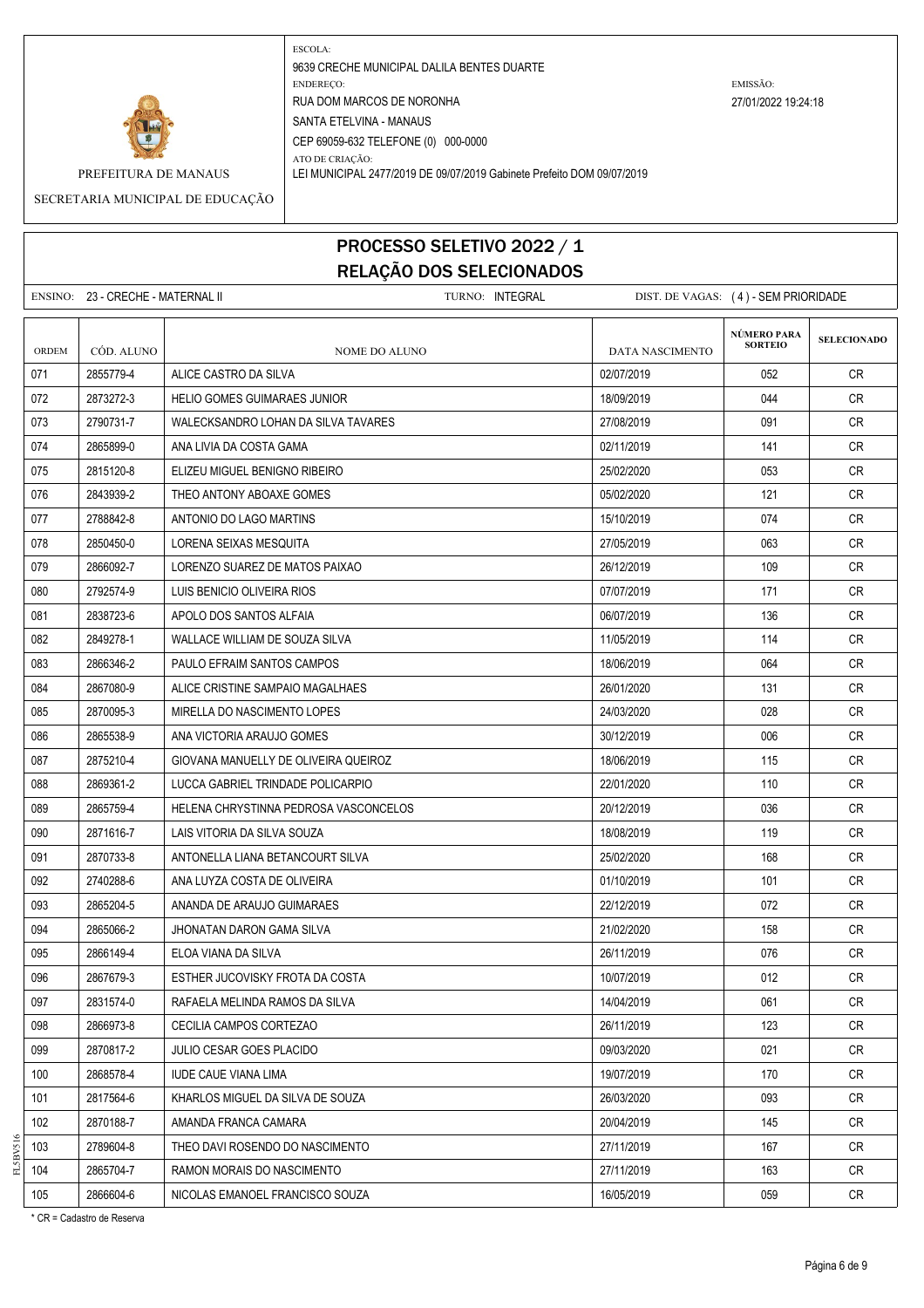PREFEITURA DE MANAUS

SECRETARIA MUNICIPAL DE EDUCAÇÃO

ESCOLA:
9639 CRECHE MUNICIPAL DALILA BENTES DUARTE

ENDEREÇO:
RUA DOM MARCOS DE NORONHA
SANTA ETELVINA - MANAUS
CEP 69059-632 TELEFONE (0) 000-0000

ATO DE CRIAÇÃO:
LEI MUNICIPAL 2477/2019 DE 09/07/2019 Gabinete Prefeito DOM 09/07/2019

EMISSÃO:
27/01/2022 19:24:18

# PROCESSO SELETIVO 2022 / 1
## RELAÇÃO DOS SELECIONADOS

ENSINO: 23 - CRECHE - MATERNAL II TURNO: INTEGRAL DIST. DE VAGAS: ( 4 ) - SEM PRIORIDADE

| ORDEM | CÓD. ALUNO | NOME DO ALUNO | DATA NASCIMENTO | NÚMERO PARA SORTEIO | SELECIONADO |
|---|---|---|---|---|---|
| 071 | 2855779-4 | ALICE CASTRO DA SILVA | 02/07/2019 | 052 | CR |
| 072 | 2873272-3 | HELIO GOMES GUIMARAES JUNIOR | 18/09/2019 | 044 | CR |
| 073 | 2790731-7 | WALECKSANDRO LOHAN DA SILVA TAVARES | 27/08/2019 | 091 | CR |
| 074 | 2865899-0 | ANA LIVIA DA COSTA GAMA | 02/11/2019 | 141 | CR |
| 075 | 2815120-8 | ELIZEU MIGUEL BENIGNO RIBEIRO | 25/02/2020 | 053 | CR |
| 076 | 2843939-2 | THEO ANTONY ABOAXE GOMES | 05/02/2020 | 121 | CR |
| 077 | 2788842-8 | ANTONIO DO LAGO MARTINS | 15/10/2019 | 074 | CR |
| 078 | 2850450-0 | LORENA SEIXAS MESQUITA | 27/05/2019 | 063 | CR |
| 079 | 2866092-7 | LORENZO SUAREZ DE MATOS PAIXAO | 26/12/2019 | 109 | CR |
| 080 | 2792574-9 | LUIS BENICIO OLIVEIRA RIOS | 07/07/2019 | 171 | CR |
| 081 | 2838723-6 | APOLO DOS SANTOS ALFAIA | 06/07/2019 | 136 | CR |
| 082 | 2849278-1 | WALLACE WILLIAM DE SOUZA SILVA | 11/05/2019 | 114 | CR |
| 083 | 2866346-2 | PAULO EFRAIM SANTOS CAMPOS | 18/06/2019 | 064 | CR |
| 084 | 2867080-9 | ALICE CRISTINE SAMPAIO MAGALHAES | 26/01/2020 | 131 | CR |
| 085 | 2870095-3 | MIRELLA DO NASCIMENTO LOPES | 24/03/2020 | 028 | CR |
| 086 | 2865538-9 | ANA VICTORIA ARAUJO GOMES | 30/12/2019 | 006 | CR |
| 087 | 2875210-4 | GIOVANA MANUELLY DE OLIVEIRA QUEIROZ | 18/06/2019 | 115 | CR |
| 088 | 2869361-2 | LUCCA GABRIEL TRINDADE POLICARPIO | 22/01/2020 | 110 | CR |
| 089 | 2865759-4 | HELENA CHRYSTINNA PEDROSA VASCONCELOS | 20/12/2019 | 036 | CR |
| 090 | 2871616-7 | LAIS VITORIA DA SILVA SOUZA | 18/08/2019 | 119 | CR |
| 091 | 2870733-8 | ANTONELLA LIANA BETANCOURT SILVA | 25/02/2020 | 168 | CR |
| 092 | 2740288-6 | ANA LUYZA COSTA DE OLIVEIRA | 01/10/2019 | 101 | CR |
| 093 | 2865204-5 | ANANDA DE ARAUJO GUIMARAES | 22/12/2019 | 072 | CR |
| 094 | 2865066-2 | JHONATAN DARON GAMA SILVA | 21/02/2020 | 158 | CR |
| 095 | 2866149-4 | ELOA VIANA DA SILVA | 26/11/2019 | 076 | CR |
| 096 | 2867679-3 | ESTHER JUCOVISKY FROTA DA COSTA | 10/07/2019 | 012 | CR |
| 097 | 2831574-0 | RAFAELA MELINDA RAMOS DA SILVA | 14/04/2019 | 061 | CR |
| 098 | 2866973-8 | CECILIA CAMPOS CORTEZAO | 26/11/2019 | 123 | CR |
| 099 | 2870817-2 | JULIO CESAR GOES PLACIDO | 09/03/2020 | 021 | CR |
| 100 | 2868578-4 | IUDE CAUE VIANA LIMA | 19/07/2019 | 170 | CR |
| 101 | 2817564-6 | KHARLOS MIGUEL DA SILVA DE SOUZA | 26/03/2020 | 093 | CR |
| 102 | 2870188-7 | AMANDA FRANCA CAMARA | 20/04/2019 | 145 | CR |
| 103 | 2789604-8 | THEO DAVI ROSENDO DO NASCIMENTO | 27/11/2019 | 167 | CR |
| 104 | 2865704-7 | RAMON MORAIS DO NASCIMENTO | 27/11/2019 | 163 | CR |
| 105 | 2866604-6 | NICOLAS EMANOEL FRANCISCO SOUZA | 16/05/2019 | 059 | CR |

* CR = Cadastro de Reserva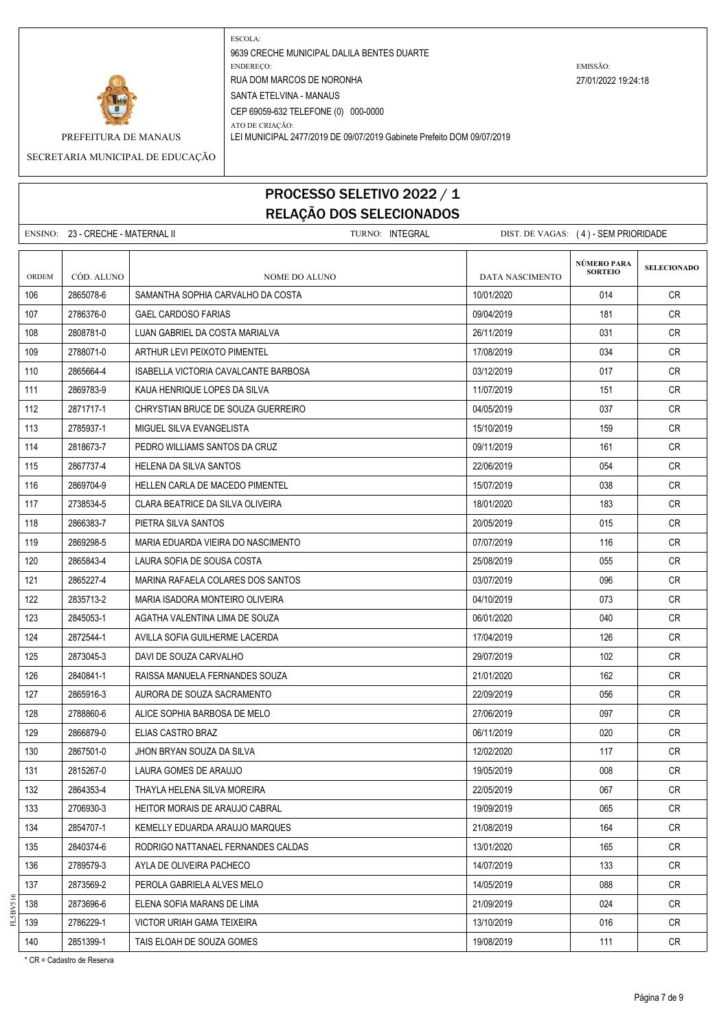PREFEITURA DE MANAUS

SECRETARIA MUNICIPAL DE EDUCAÇÃO

ESCOLA:
9639 CRECHE MUNICIPAL DALILA BENTES DUARTE
ENDEREÇO:
RUA DOM MARCOS DE NORONHA
SANTA ETELVINA - MANAUS
CEP 69059-632 TELEFONE (0) 000-0000
ATO DE CRIAÇÃO:
LEI MUNICIPAL 2477/2019 DE 09/07/2019 Gabinete Prefeito DOM 09/07/2019

EMISSÃO:
27/01/2022 19:24:18

# PROCESSO SELETIVO 2022 / 1
## RELAÇÃO DOS SELECIONADOS

ENSINO: 23 - CRECHE - MATERNAL II    TURNO: INTEGRAL    DIST. DE VAGAS: ( 4 ) - SEM PRIORIDADE

| ORDEM | CÓD. ALUNO | NOME DO ALUNO | DATA NASCIMENTO | NÚMERO PARA SORTEIO | SELECIONADO |
|---|---|---|---|---|---|
| 106 | 2865078-6 | SAMANTHA SOPHIA CARVALHO DA COSTA | 10/01/2020 | 014 | CR |
| 107 | 2786376-0 | GAEL CARDOSO FARIAS | 09/04/2019 | 181 | CR |
| 108 | 2808781-0 | LUAN GABRIEL DA COSTA MARIALVA | 26/11/2019 | 031 | CR |
| 109 | 2788071-0 | ARTHUR LEVI PEIXOTO PIMENTEL | 17/08/2019 | 034 | CR |
| 110 | 2865664-4 | ISABELLA VICTORIA CAVALCANTE BARBOSA | 03/12/2019 | 017 | CR |
| 111 | 2869783-9 | KAUA HENRIQUE LOPES DA SILVA | 11/07/2019 | 151 | CR |
| 112 | 2871717-1 | CHRYSTIAN BRUCE DE SOUZA GUERREIRO | 04/05/2019 | 037 | CR |
| 113 | 2785937-1 | MIGUEL SILVA EVANGELISTA | 15/10/2019 | 159 | CR |
| 114 | 2818673-7 | PEDRO WILLIAMS SANTOS DA CRUZ | 09/11/2019 | 161 | CR |
| 115 | 2867737-4 | HELENA DA SILVA SANTOS | 22/06/2019 | 054 | CR |
| 116 | 2869704-9 | HELLEN CARLA DE MACEDO PIMENTEL | 15/07/2019 | 038 | CR |
| 117 | 2738534-5 | CLARA BEATRICE DA SILVA OLIVEIRA | 18/01/2020 | 183 | CR |
| 118 | 2866383-7 | PIETRA SILVA SANTOS | 20/05/2019 | 015 | CR |
| 119 | 2869298-5 | MARIA EDUARDA VIEIRA DO NASCIMENTO | 07/07/2019 | 116 | CR |
| 120 | 2865843-4 | LAURA SOFIA DE SOUSA COSTA | 25/08/2019 | 055 | CR |
| 121 | 2865227-4 | MARINA RAFAELA COLARES DOS SANTOS | 03/07/2019 | 096 | CR |
| 122 | 2835713-2 | MARIA ISADORA MONTEIRO OLIVEIRA | 04/10/2019 | 073 | CR |
| 123 | 2845053-1 | AGATHA VALENTINA LIMA DE SOUZA | 06/01/2020 | 040 | CR |
| 124 | 2872544-1 | AVILLA SOFIA GUILHERME LACERDA | 17/04/2019 | 126 | CR |
| 125 | 2873045-3 | DAVI DE SOUZA CARVALHO | 29/07/2019 | 102 | CR |
| 126 | 2840841-1 | RAISSA MANUELA FERNANDES SOUZA | 21/01/2020 | 162 | CR |
| 127 | 2865916-3 | AURORA DE SOUZA SACRAMENTO | 22/09/2019 | 056 | CR |
| 128 | 2788860-6 | ALICE SOPHIA BARBOSA DE MELO | 27/06/2019 | 097 | CR |
| 129 | 2866879-0 | ELIAS CASTRO BRAZ | 06/11/2019 | 020 | CR |
| 130 | 2867501-0 | JHON BRYAN SOUZA DA SILVA | 12/02/2020 | 117 | CR |
| 131 | 2815267-0 | LAURA GOMES DE ARAUJO | 19/05/2019 | 008 | CR |
| 132 | 2864353-4 | THAYLA HELENA SILVA MOREIRA | 22/05/2019 | 067 | CR |
| 133 | 2706930-3 | HEITOR MORAIS DE ARAUJO CABRAL | 19/09/2019 | 065 | CR |
| 134 | 2854707-1 | KEMELLY EDUARDA ARAUJO MARQUES | 21/08/2019 | 164 | CR |
| 135 | 2840374-6 | RODRIGO NATTANAEL FERNANDES CALDAS | 13/01/2020 | 165 | CR |
| 136 | 2789579-3 | AYLA DE OLIVEIRA PACHECO | 14/07/2019 | 133 | CR |
| 137 | 2873569-2 | PEROLA GABRIELA ALVES MELO | 14/05/2019 | 088 | CR |
| 138 | 2873696-6 | ELENA SOFIA MARANS DE LIMA | 21/09/2019 | 024 | CR |
| 139 | 2786229-1 | VICTOR URIAH GAMA TEIXEIRA | 13/10/2019 | 016 | CR |
| 140 | 2851399-1 | TAIS ELOAH DE SOUZA GOMES | 19/08/2019 | 111 | CR |

* CR = Cadastro de Reserva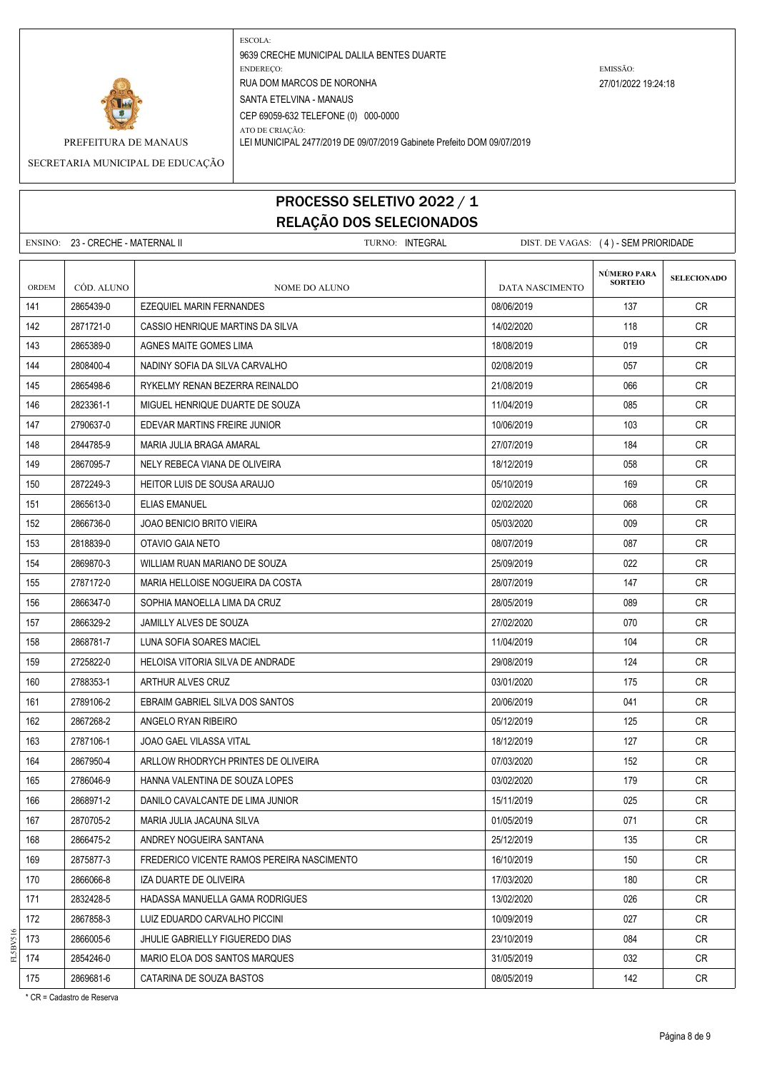PREFEITURA DE MANAUS

SECRETARIA MUNICIPAL DE EDUCAÇÃO

ESCOLA:
9639 CRECHE MUNICIPAL DALILA BENTES DUARTE

ENDEREÇO:
RUA DOM MARCOS DE NORONHA
SANTA ETELVINA - MANAUS
CEP 69059-632 TELEFONE (0) 000-0000

ATO DE CRIAÇÃO:
LEI MUNICIPAL 2477/2019 DE 09/07/2019 Gabinete Prefeito DOM 09/07/2019

EMISSÃO:
27/01/2022 19:24:18

# PROCESSO SELETIVO 2022 / 1
## RELAÇÃO DOS SELECIONADOS

ENSINO: 23 - CRECHE - MATERNAL II TURNO: INTEGRAL DIST. DE VAGAS: ( 4 ) - SEM PRIORIDADE

| ORDEM | CÓD. ALUNO | NOME DO ALUNO | DATA NASCIMENTO | NÚMERO PARA SORTEIO | SELECIONADO |
|---|---|---|---|---|---|
| 141 | 2865439-0 | EZEQUIEL MARIN FERNANDES | 08/06/2019 | 137 | CR |
| 142 | 2871721-0 | CASSIO HENRIQUE MARTINS DA SILVA | 14/02/2020 | 118 | CR |
| 143 | 2865389-0 | AGNES MAITE GOMES LIMA | 18/08/2019 | 019 | CR |
| 144 | 2808400-4 | NADINY SOFIA DA SILVA CARVALHO | 02/08/2019 | 057 | CR |
| 145 | 2865498-6 | RYKELMY RENAN BEZERRA REINALDO | 21/08/2019 | 066 | CR |
| 146 | 2823361-1 | MIGUEL HENRIQUE DUARTE DE SOUZA | 11/04/2019 | 085 | CR |
| 147 | 2790637-0 | EDEVAR MARTINS FREIRE JUNIOR | 10/06/2019 | 103 | CR |
| 148 | 2844785-9 | MARIA JULIA BRAGA AMARAL | 27/07/2019 | 184 | CR |
| 149 | 2867095-7 | NELY REBECA VIANA DE OLIVEIRA | 18/12/2019 | 058 | CR |
| 150 | 2872249-3 | HEITOR LUIS DE SOUSA ARAUJO | 05/10/2019 | 169 | CR |
| 151 | 2865613-0 | ELIAS EMANUEL | 02/02/2020 | 068 | CR |
| 152 | 2866736-0 | JOAO BENICIO BRITO VIEIRA | 05/03/2020 | 009 | CR |
| 153 | 2818839-0 | OTAVIO GAIA NETO | 08/07/2019 | 087 | CR |
| 154 | 2869870-3 | WILLIAM RUAN MARIANO DE SOUZA | 25/09/2019 | 022 | CR |
| 155 | 2787172-0 | MARIA HELLOISE NOGUEIRA DA COSTA | 28/07/2019 | 147 | CR |
| 156 | 2866347-0 | SOPHIA MANOELLA LIMA DA CRUZ | 28/05/2019 | 089 | CR |
| 157 | 2866329-2 | JAMILLY ALVES DE SOUZA | 27/02/2020 | 070 | CR |
| 158 | 2868781-7 | LUNA SOFIA SOARES MACIEL | 11/04/2019 | 104 | CR |
| 159 | 2725822-0 | HELOISA VITORIA SILVA DE ANDRADE | 29/08/2019 | 124 | CR |
| 160 | 2788353-1 | ARTHUR ALVES CRUZ | 03/01/2020 | 175 | CR |
| 161 | 2789106-2 | EBRAIM GABRIEL SILVA DOS SANTOS | 20/06/2019 | 041 | CR |
| 162 | 2867268-2 | ANGELO RYAN RIBEIRO | 05/12/2019 | 125 | CR |
| 163 | 2787106-1 | JOAO GAEL VILASSA VITAL | 18/12/2019 | 127 | CR |
| 164 | 2867950-4 | ARLLOW RHODRYCH PRINTES DE OLIVEIRA | 07/03/2020 | 152 | CR |
| 165 | 2786046-9 | HANNA VALENTINA DE SOUZA LOPES | 03/02/2020 | 179 | CR |
| 166 | 2868971-2 | DANILO CAVALCANTE DE LIMA JUNIOR | 15/11/2019 | 025 | CR |
| 167 | 2870705-2 | MARIA JULIA JACAUNA SILVA | 01/05/2019 | 071 | CR |
| 168 | 2866475-2 | ANDREY NOGUEIRA SANTANA | 25/12/2019 | 135 | CR |
| 169 | 2875877-3 | FREDERICO VICENTE RAMOS PEREIRA NASCIMENTO | 16/10/2019 | 150 | CR |
| 170 | 2866066-8 | IZA DUARTE DE OLIVEIRA | 17/03/2020 | 180 | CR |
| 171 | 2832428-5 | HADASSA MANUELLA GAMA RODRIGUES | 13/02/2020 | 026 | CR |
| 172 | 2867858-3 | LUIZ EDUARDO CARVALHO PICCINI | 10/09/2019 | 027 | CR |
| 173 | 2866005-6 | JHULIE GABRIELLY FIGUEREDO DIAS | 23/10/2019 | 084 | CR |
| 174 | 2854246-0 | MARIO ELOA DOS SANTOS MARQUES | 31/05/2019 | 032 | CR |
| 175 | 2869681-6 | CATARINA DE SOUZA BASTOS | 08/05/2019 | 142 | CR |

* CR = Cadastro de Reserva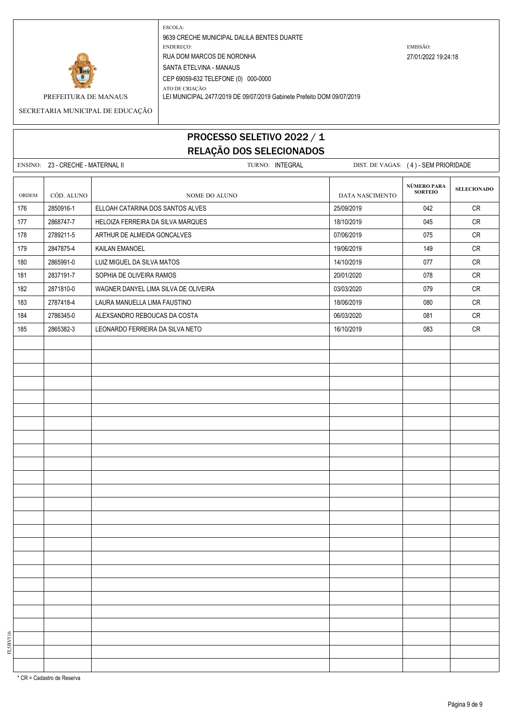PREFEITURA DE MANAUS

SECRETARIA MUNICIPAL DE EDUCAÇÃO

ESCOLA:
9639 CRECHE MUNICIPAL DALILA BENTES DUARTE
ENDEREÇO:
RUA DOM MARCOS DE NORONHA
SANTA ETELVINA - MANAUS
CEP 69059-632 TELEFONE (0) 000-0000
ATO DE CRIAÇÃO:
LEI MUNICIPAL 2477/2019 DE 09/07/2019 Gabinete Prefeito DOM 09/07/2019

EMISSÃO:
27/01/2022 19:24:18

# PROCESSO SELETIVO 2022 / 1
## RELAÇÃO DOS SELECIONADOS

ENSINO: 23 - CRECHE - MATERNAL II TURNO: INTEGRAL DIST. DE VAGAS: ( 4 ) - SEM PRIORIDADE

| ORDEM | CÓD. ALUNO | NOME DO ALUNO | DATA NASCIMENTO | NÚMERO PARA SORTEIO | SELECIONADO |
|---|---|---|---|---|---|
| 176 | 2850916-1 | ELLOAH CATARINA DOS SANTOS ALVES | 25/09/2019 | 042 | CR |
| 177 | 2868747-7 | HELOIZA FERREIRA DA SILVA MARQUES | 18/10/2019 | 045 | CR |
| 178 | 2789211-5 | ARTHUR DE ALMEIDA GONCALVES | 07/06/2019 | 075 | CR |
| 179 | 2847875-4 | KAILAN EMANOEL | 19/06/2019 | 149 | CR |
| 180 | 2865991-0 | LUIZ MIGUEL DA SILVA MATOS | 14/10/2019 | 077 | CR |
| 181 | 2837191-7 | SOPHIA DE OLIVEIRA RAMOS | 20/01/2020 | 078 | CR |
| 182 | 2871810-0 | WAGNER DANYEL LIMA SILVA DE OLIVEIRA | 03/03/2020 | 079 | CR |
| 183 | 2787418-4 | LAURA MANUELLA LIMA FAUSTINO | 18/06/2019 | 080 | CR |
| 184 | 2786345-0 | ALEXSANDRO REBOUCAS DA COSTA | 06/03/2020 | 081 | CR |
| 185 | 2865382-3 | LEONARDO FERREIRA DA SILVA NETO | 16/10/2019 | 083 | CR |

\* CR = Cadastro de Reserva